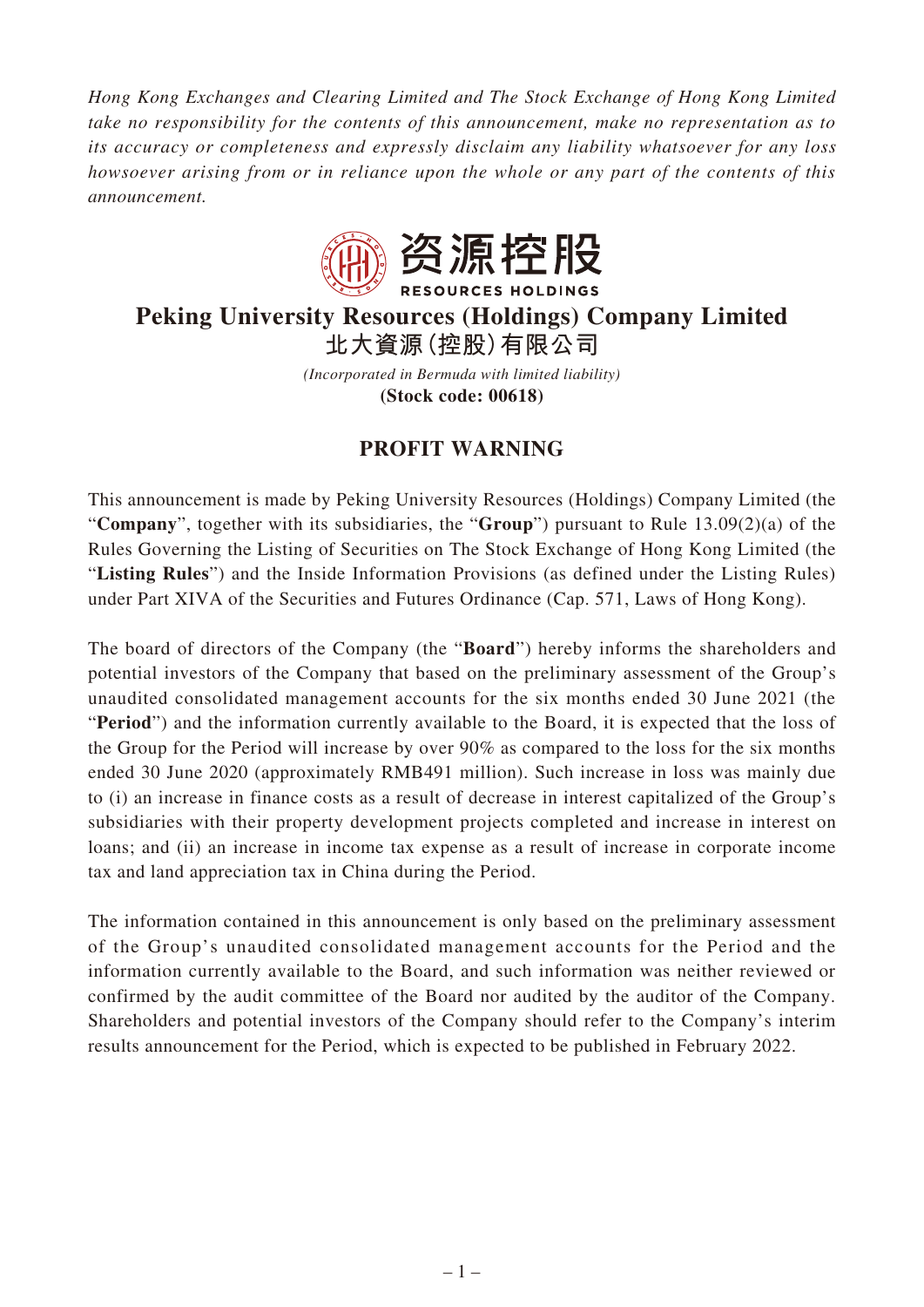*Hong Kong Exchanges and Clearing Limited and The Stock Exchange of Hong Kong Limited take no responsibility for the contents of this announcement, make no representation as to its accuracy or completeness and expressly disclaim any liability whatsoever for any loss howsoever arising from or in reliance upon the whole or any part of the contents of this announcement.*

资源控股
RESOURCES HOLDINGS

# Peking University Resources (Holdings) Company Limited
# 北大資源(控股)有限公司

*(Incorporated in Bermuda with limited liability)*
**(Stock code: 00618)**

## PROFIT WARNING

This announcement is made by Peking University Resources (Holdings) Company Limited (the "**Company**", together with its subsidiaries, the "**Group**") pursuant to Rule 13.09(2)(a) of the Rules Governing the Listing of Securities on The Stock Exchange of Hong Kong Limited (the "**Listing Rules**") and the Inside Information Provisions (as defined under the Listing Rules) under Part XIVA of the Securities and Futures Ordinance (Cap. 571, Laws of Hong Kong).

The board of directors of the Company (the "**Board**") hereby informs the shareholders and potential investors of the Company that based on the preliminary assessment of the Group's unaudited consolidated management accounts for the six months ended 30 June 2021 (the "**Period**") and the information currently available to the Board, it is expected that the loss of the Group for the Period will increase by over 90% as compared to the loss for the six months ended 30 June 2020 (approximately RMB491 million). Such increase in loss was mainly due to (i) an increase in finance costs as a result of decrease in interest capitalized of the Group's subsidiaries with their property development projects completed and increase in interest on loans; and (ii) an increase in income tax expense as a result of increase in corporate income tax and land appreciation tax in China during the Period.

The information contained in this announcement is only based on the preliminary assessment of the Group's unaudited consolidated management accounts for the Period and the information currently available to the Board, and such information was neither reviewed or confirmed by the audit committee of the Board nor audited by the auditor of the Company. Shareholders and potential investors of the Company should refer to the Company's interim results announcement for the Period, which is expected to be published in February 2022.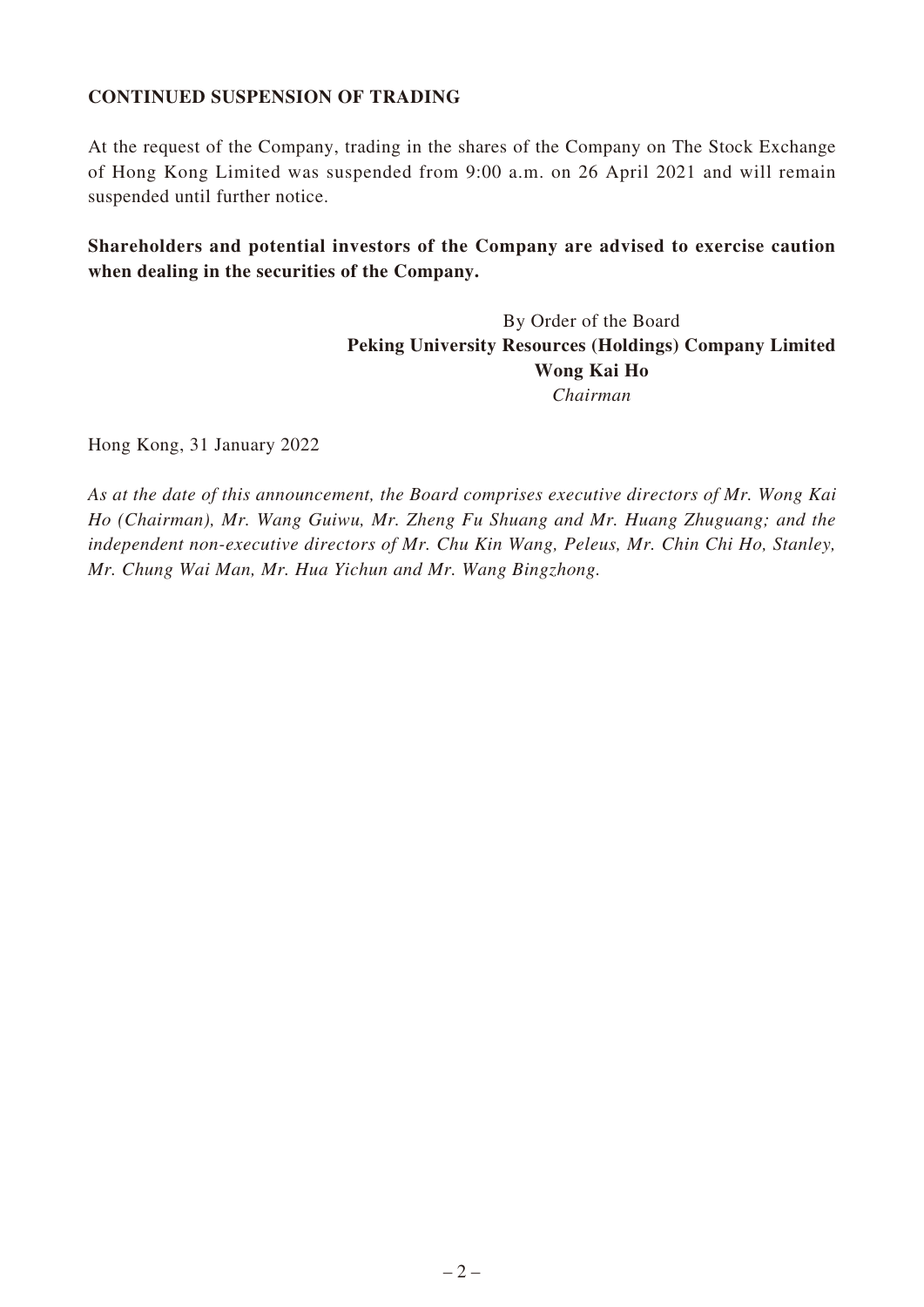**CONTINUED SUSPENSION OF TRADING**

At the request of the Company, trading in the shares of the Company on The Stock Exchange of Hong Kong Limited was suspended from 9:00 a.m. on 26 April 2021 and will remain suspended until further notice.

**Shareholders and potential investors of the Company are advised to exercise caution when dealing in the securities of the Company.**

By Order of the Board
**Peking University Resources (Holdings) Company Limited**
**Wong Kai Ho**
*Chairman*

Hong Kong, 31 January 2022

*As at the date of this announcement, the Board comprises executive directors of Mr. Wong Kai Ho (Chairman), Mr. Wang Guiwu, Mr. Zheng Fu Shuang and Mr. Huang Zhuguang; and the independent non-executive directors of Mr. Chu Kin Wang, Peleus, Mr. Chin Chi Ho, Stanley, Mr. Chung Wai Man, Mr. Hua Yichun and Mr. Wang Bingzhong.*